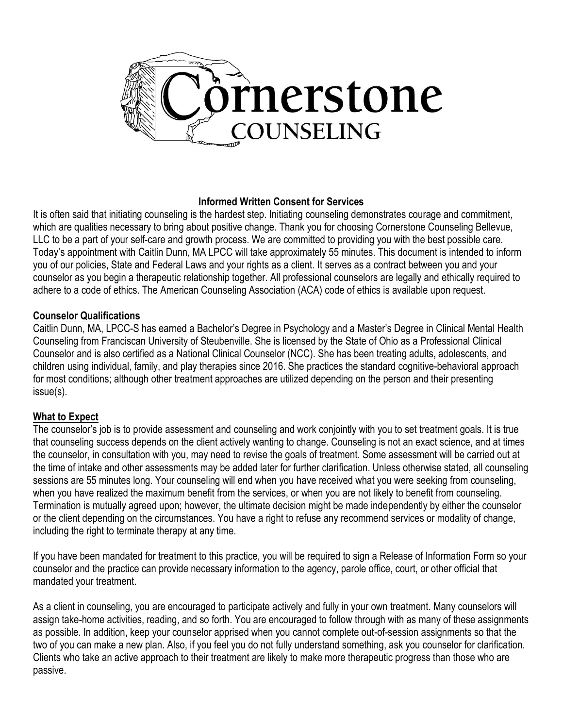# Cornerstone Counseling

## Informed Written Consent for Services

It is often said that initiating counseling is the hardest step. Initiating counseling demonstrates courage and commitment, which are qualities necessary to bring about positive change. Thank you for choosing Cornerstone Counseling Bellevue, LLC to be a part of your self-care and growth process. We are committed to providing you with the best possible care. Today's appointment with Caitlin Dunn, MA LPCC will take approximately 55 minutes. This document is intended to inform you of our policies, State and Federal Laws and your rights as a client. It serves as a contract between you and your counselor as you begin a therapeutic relationship together. All professional counselors are legally and ethically required to adhere to a code of ethics. The American Counseling Association (ACA) code of ethics is available upon request.

### Counselor Qualifications

Caitlin Dunn, MA, LPCC-S has earned a Bachelor's Degree in Psychology and a Master's Degree in Clinical Mental Health Counseling from Franciscan University of Steubenville. She is licensed by the State of Ohio as a Professional Clinical Counselor and is also certified as a National Clinical Counselor (NCC). She has been treating adults, adolescents, and children using individual, family, and play therapies since 2016. She practices the standard cognitive-behavioral approach for most conditions; although other treatment approaches are utilized depending on the person and their presenting issue(s).

### What to Expect

The counselor's job is to provide assessment and counseling and work conjointly with you to set treatment goals. It is true that counseling success depends on the client actively wanting to change. Counseling is not an exact science, and at times the counselor, in consultation with you, may need to revise the goals of treatment. Some assessment will be carried out at the time of intake and other assessments may be added later for further clarification. Unless otherwise stated, all counseling sessions are 55 minutes long. Your counseling will end when you have received what you were seeking from counseling, when you have realized the maximum benefit from the services, or when you are not likely to benefit from counseling. Termination is mutually agreed upon; however, the ultimate decision might be made independently by either the counselor or the client depending on the circumstances. You have a right to refuse any recommend services or modality of change, including the right to terminate therapy at any time.

If you have been mandated for treatment to this practice, you will be required to sign a Release of Information Form so your counselor and the practice can provide necessary information to the agency, parole office, court, or other official that mandated your treatment.

As a client in counseling, you are encouraged to participate actively and fully in your own treatment. Many counselors will assign take-home activities, reading, and so forth. You are encouraged to follow through with as many of these assignments as possible. In addition, keep your counselor apprised when you cannot complete out-of-session assignments so that the two of you can make a new plan. Also, if you feel you do not fully understand something, ask you counselor for clarification. Clients who take an active approach to their treatment are likely to make more therapeutic progress than those who are passive.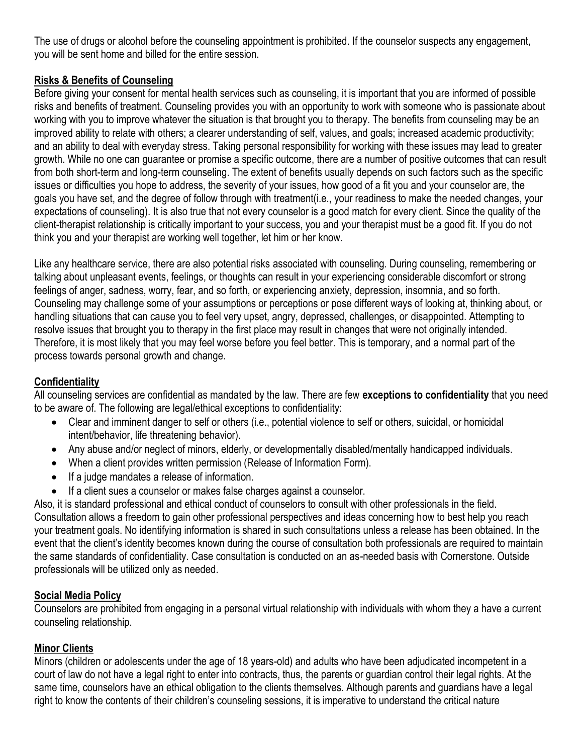The use of drugs or alcohol before the counseling appointment is prohibited. If the counselor suspects any engagement, you will be sent home and billed for the entire session.

## Risks & Benefits of Counseling

Before giving your consent for mental health services such as counseling, it is important that you are informed of possible risks and benefits of treatment. Counseling provides you with an opportunity to work with someone who is passionate about working with you to improve whatever the situation is that brought you to therapy. The benefits from counseling may be an improved ability to relate with others; a clearer understanding of self, values, and goals; increased academic productivity; and an ability to deal with everyday stress. Taking personal responsibility for working with these issues may lead to greater growth. While no one can guarantee or promise a specific outcome, there are a number of positive outcomes that can result from both short-term and long-term counseling. The extent of benefits usually depends on such factors such as the specific issues or difficulties you hope to address, the severity of your issues, how good of a fit you and your counselor are, the goals you have set, and the degree of follow through with treatment(i.e., your readiness to make the needed changes, your expectations of counseling). It is also true that not every counselor is a good match for every client. Since the quality of the client-therapist relationship is critically important to your success, you and your therapist must be a good fit. If you do not think you and your therapist are working well together, let him or her know.

Like any healthcare service, there are also potential risks associated with counseling. During counseling, remembering or talking about unpleasant events, feelings, or thoughts can result in your experiencing considerable discomfort or strong feelings of anger, sadness, worry, fear, and so forth, or experiencing anxiety, depression, insomnia, and so forth. Counseling may challenge some of your assumptions or perceptions or pose different ways of looking at, thinking about, or handling situations that can cause you to feel very upset, angry, depressed, challenges, or disappointed. Attempting to resolve issues that brought you to therapy in the first place may result in changes that were not originally intended. Therefore, it is most likely that you may feel worse before you feel better. This is temporary, and a normal part of the process towards personal growth and change.

## Confidentiality

All counseling services are confidential as mandated by the law. There are few **exceptions to confidentiality** that you need to be aware of. The following are legal/ethical exceptions to confidentiality:

- Clear and imminent danger to self or others (i.e., potential violence to self or others, suicidal, or homicidal intent/behavior, life threatening behavior).
- Any abuse and/or neglect of minors, elderly, or developmentally disabled/mentally handicapped individuals.
- When a client provides written permission (Release of Information Form).
- If a judge mandates a release of information.
- If a client sues a counselor or makes false charges against a counselor.

Also, it is standard professional and ethical conduct of counselors to consult with other professionals in the field. Consultation allows a freedom to gain other professional perspectives and ideas concerning how to best help you reach your treatment goals. No identifying information is shared in such consultations unless a release has been obtained. In the event that the client's identity becomes known during the course of consultation both professionals are required to maintain the same standards of confidentiality. Case consultation is conducted on an as-needed basis with Cornerstone. Outside professionals will be utilized only as needed.

## Social Media Policy

Counselors are prohibited from engaging in a personal virtual relationship with individuals with whom they a have a current counseling relationship.

## Minor Clients

Minors (children or adolescents under the age of 18 years-old) and adults who have been adjudicated incompetent in a court of law do not have a legal right to enter into contracts, thus, the parents or guardian control their legal rights. At the same time, counselors have an ethical obligation to the clients themselves. Although parents and guardians have a legal right to know the contents of their children's counseling sessions, it is imperative to understand the critical nature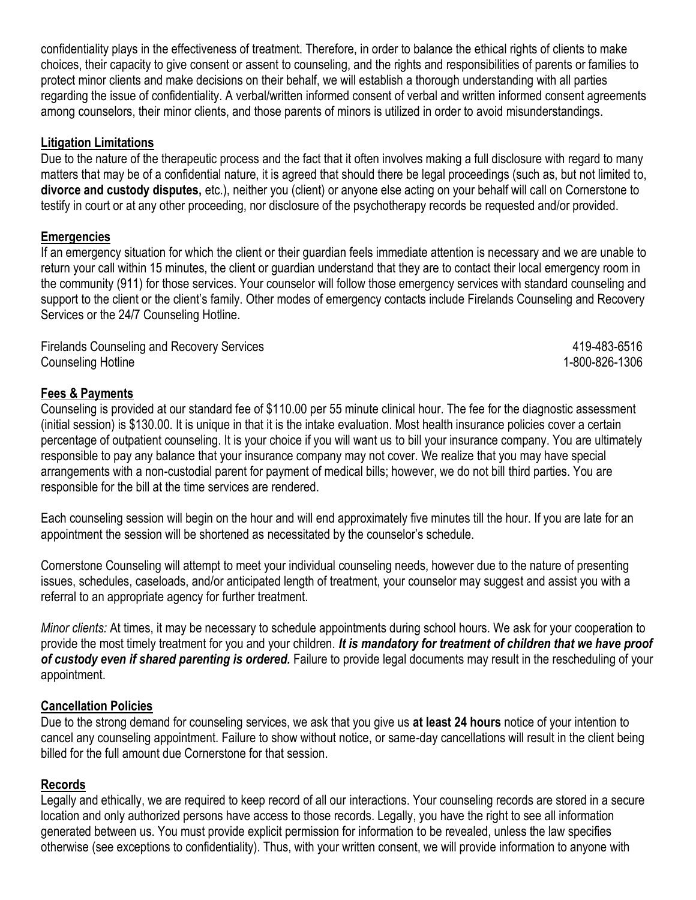confidentiality plays in the effectiveness of treatment. Therefore, in order to balance the ethical rights of clients to make choices, their capacity to give consent or assent to counseling, and the rights and responsibilities of parents or families to protect minor clients and make decisions on their behalf, we will establish a thorough understanding with all parties regarding the issue of confidentiality. A verbal/written informed consent of verbal and written informed consent agreements among counselors, their minor clients, and those parents of minors is utilized in order to avoid misunderstandings.

## Litigation Limitations

Due to the nature of the therapeutic process and the fact that it often involves making a full disclosure with regard to many matters that may be of a confidential nature, it is agreed that should there be legal proceedings (such as, but not limited to, **divorce and custody disputes,** etc.), neither you (client) or anyone else acting on your behalf will call on Cornerstone to testify in court or at any other proceeding, nor disclosure of the psychotherapy records be requested and/or provided.

## Emergencies

If an emergency situation for which the client or their guardian feels immediate attention is necessary and we are unable to return your call within 15 minutes, the client or guardian understand that they are to contact their local emergency room in the community (911) for those services. Your counselor will follow those emergency services with standard counseling and support to the client or the client's family. Other modes of emergency contacts include Firelands Counseling and Recovery Services or the 24/7 Counseling Hotline.

Firelands Counseling and Recovery Services 419-483-6516
Counseling Hotline 1-800-826-1306

## Fees & Payments

Counseling is provided at our standard fee of $110.00 per 55 minute clinical hour. The fee for the diagnostic assessment (initial session) is $130.00. It is unique in that it is the intake evaluation. Most health insurance policies cover a certain percentage of outpatient counseling. It is your choice if you will want us to bill your insurance company. You are ultimately responsible to pay any balance that your insurance company may not cover. We realize that you may have special arrangements with a non-custodial parent for payment of medical bills; however, we do not bill third parties. You are responsible for the bill at the time services are rendered.

Each counseling session will begin on the hour and will end approximately five minutes till the hour. If you are late for an appointment the session will be shortened as necessitated by the counselor's schedule.

Cornerstone Counseling will attempt to meet your individual counseling needs, however due to the nature of presenting issues, schedules, caseloads, and/or anticipated length of treatment, your counselor may suggest and assist you with a referral to an appropriate agency for further treatment.

*Minor clients:* At times, it may be necessary to schedule appointments during school hours. We ask for your cooperation to provide the most timely treatment for you and your children. ***It is mandatory for treatment of children that we have proof of custody even if shared parenting is ordered.*** Failure to provide legal documents may result in the rescheduling of your appointment.

## Cancellation Policies

Due to the strong demand for counseling services, we ask that you give us **at least 24 hours** notice of your intention to cancel any counseling appointment. Failure to show without notice, or same-day cancellations will result in the client being billed for the full amount due Cornerstone for that session.

## Records

Legally and ethically, we are required to keep record of all our interactions. Your counseling records are stored in a secure location and only authorized persons have access to those records. Legally, you have the right to see all information generated between us. You must provide explicit permission for information to be revealed, unless the law specifies otherwise (see exceptions to confidentiality). Thus, with your written consent, we will provide information to anyone with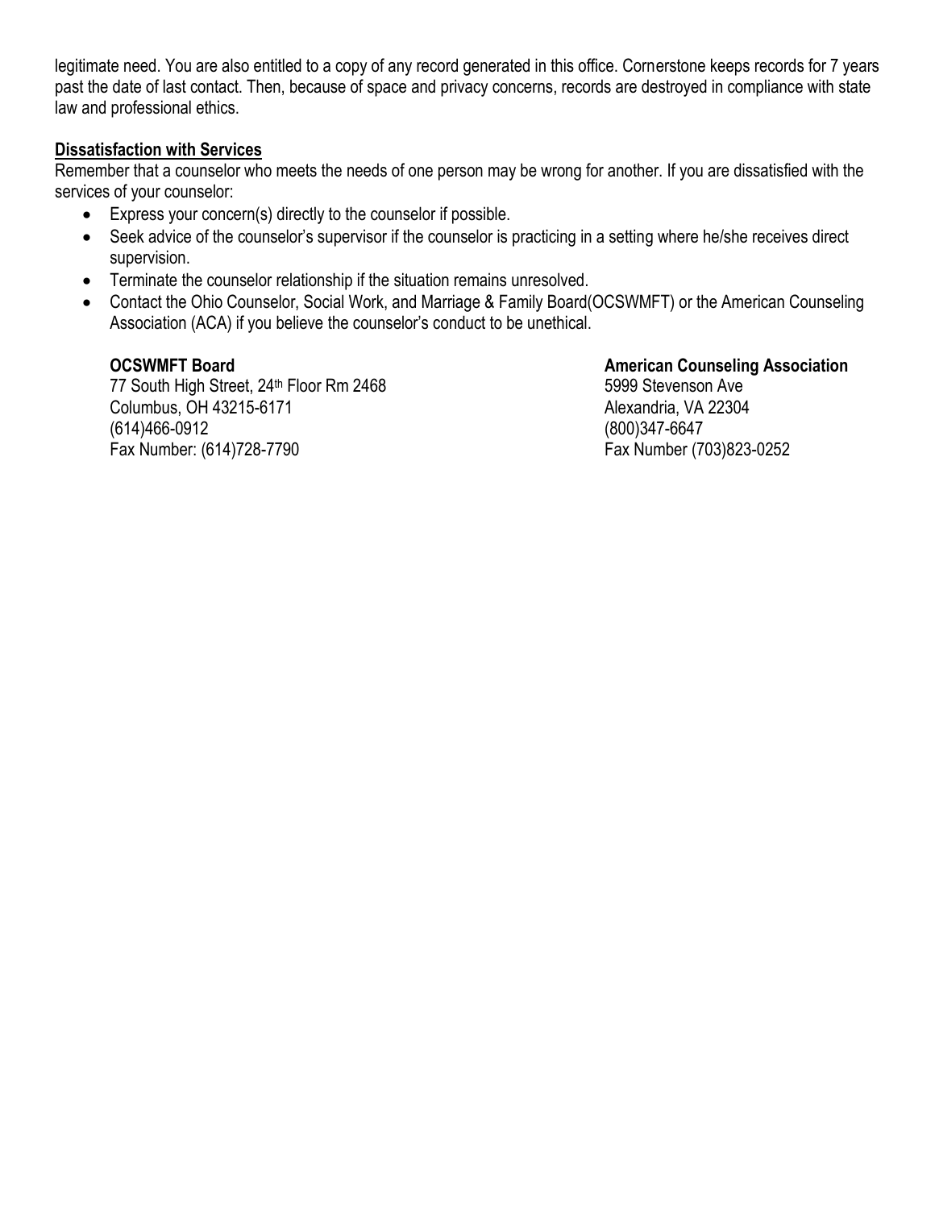legitimate need. You are also entitled to a copy of any record generated in this office. Cornerstone keeps records for 7 years past the date of last contact. Then, because of space and privacy concerns, records are destroyed in compliance with state law and professional ethics.

**Dissatisfaction with Services**

Remember that a counselor who meets the needs of one person may be wrong for another. If you are dissatisfied with the services of your counselor:

- Express your concern(s) directly to the counselor if possible.
- Seek advice of the counselor's supervisor if the counselor is practicing in a setting where he/she receives direct supervision.
- Terminate the counselor relationship if the situation remains unresolved.
- Contact the Ohio Counselor, Social Work, and Marriage & Family Board(OCSWMFT) or the American Counseling Association (ACA) if you believe the counselor's conduct to be unethical.

**OCSWMFT Board**
77 South High Street, 24th Floor Rm 2468
Columbus, OH 43215-6171
(614)466-0912
Fax Number: (614)728-7790

**American Counseling Association**
5999 Stevenson Ave
Alexandria, VA 22304
(800)347-6647
Fax Number (703)823-0252